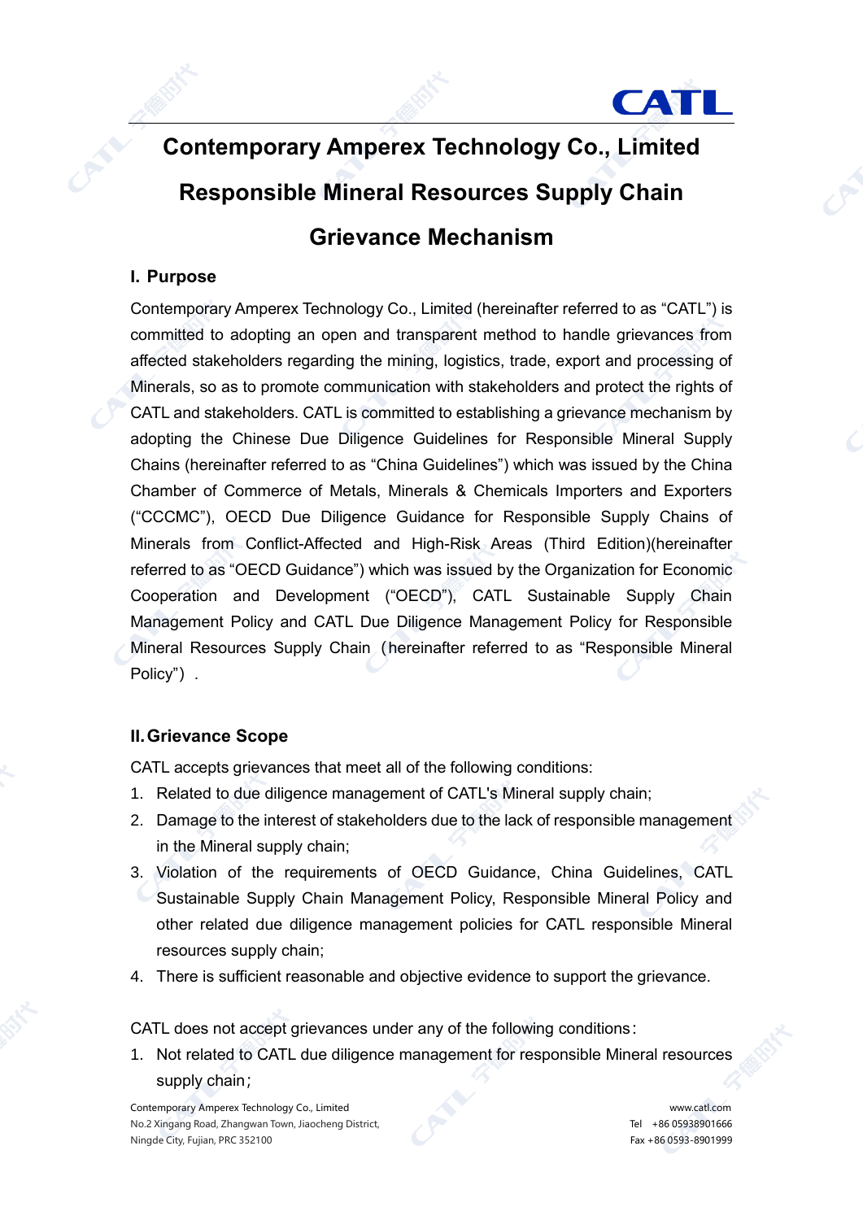# Contemporary Amperex Technology Co., Limited Responsible Mineral Resources Supply Chain Grievance Mechanism

## I. Purpose

Contemporary Amperex Technology Co., Limited (hereinafter referred to as "CATL") is committed to adopting an open and transparent method to handle grievances from affected stakeholders regarding the mining, logistics, trade, export and processing of Minerals, so as to promote communication with stakeholders and protect the rights of CATL and stakeholders. CATL is committed to establishing a grievance mechanism by adopting the Chinese Due Diligence Guidelines for Responsible Mineral Supply Chains (hereinafter referred to as "China Guidelines") which was issued by the China Chamber of Commerce of Metals, Minerals & Chemicals Importers and Exporters ("CCCMC"), OECD Due Diligence Guidance for Responsible Supply Chains of Minerals from Conflict-Affected and High-Risk Areas (Third Edition)(hereinafter referred to as "OECD Guidance") which was issued by the Organization for Economic Cooperation and Development ("OECD"), CATL Sustainable Supply Chain Management Policy and CATL Due Diligence Management Policy for Responsible Mineral Resources Supply Chain（hereinafter referred to as "Responsible Mineral Policy"）.

## II. Grievance Scope

CATL accepts grievances that meet all of the following conditions:

1. Related to due diligence management of CATL's Mineral supply chain;
2. Damage to the interest of stakeholders due to the lack of responsible management in the Mineral supply chain;
3. Violation of the requirements of OECD Guidance, China Guidelines, CATL Sustainable Supply Chain Management Policy, Responsible Mineral Policy and other related due diligence management policies for CATL responsible Mineral resources supply chain;
4. There is sufficient reasonable and objective evidence to support the grievance.

CATL does not accept grievances under any of the following conditions：

1. Not related to CATL due diligence management for responsible Mineral resources supply chain；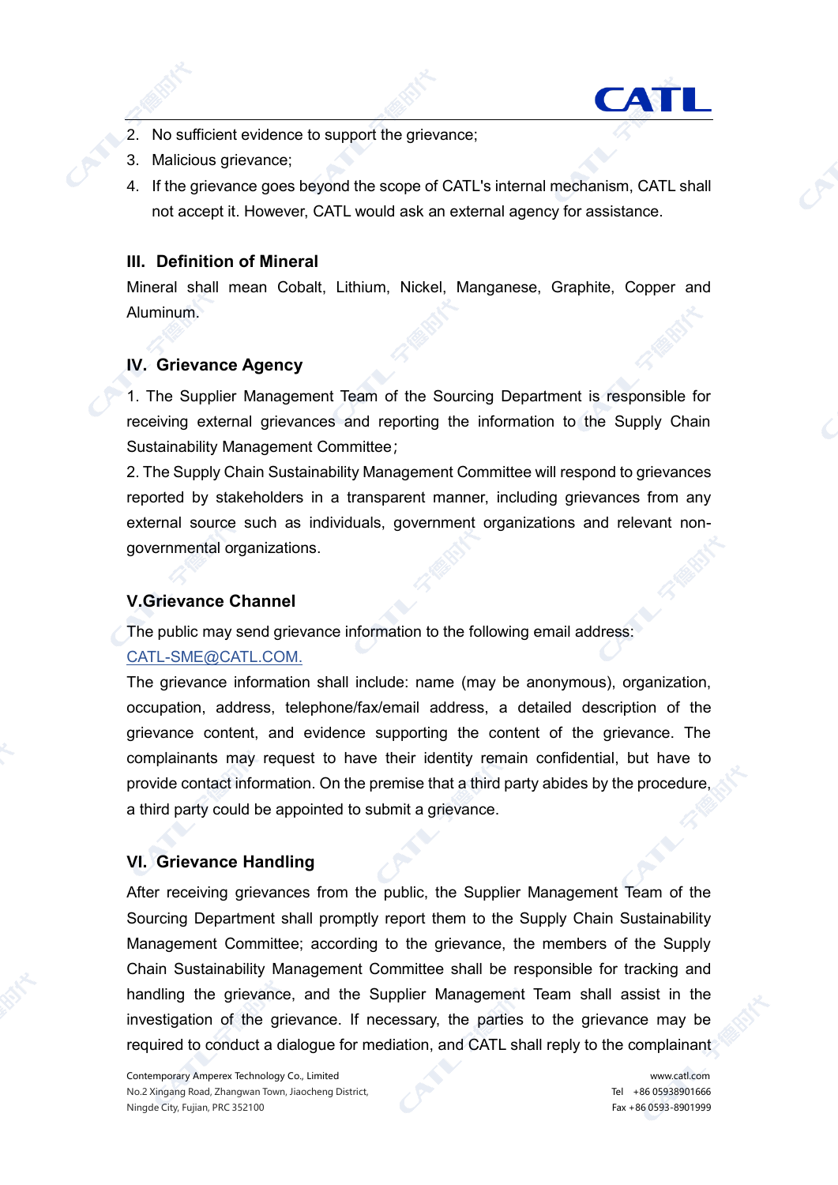2. No sufficient evidence to support the grievance;
3. Malicious grievance;
4. If the grievance goes beyond the scope of CATL's internal mechanism, CATL shall not accept it. However, CATL would ask an external agency for assistance.

## III. Definition of Mineral

Mineral shall mean Cobalt, Lithium, Nickel, Manganese, Graphite, Copper and Aluminum.

## IV. Grievance Agency

1. The Supplier Management Team of the Sourcing Department is responsible for receiving external grievances and reporting the information to the Supply Chain Sustainability Management Committee；

2. The Supply Chain Sustainability Management Committee will respond to grievances reported by stakeholders in a transparent manner, including grievances from any external source such as individuals, government organizations and relevant non-governmental organizations.

## V.Grievance Channel

The public may send grievance information to the following email address: CATL-SME@CATL.COM.

The grievance information shall include: name (may be anonymous), organization, occupation, address, telephone/fax/email address, a detailed description of the grievance content, and evidence supporting the content of the grievance. The complainants may request to have their identity remain confidential, but have to provide contact information. On the premise that a third party abides by the procedure, a third party could be appointed to submit a grievance.

## VI. Grievance Handling

After receiving grievances from the public, the Supplier Management Team of the Sourcing Department shall promptly report them to the Supply Chain Sustainability Management Committee; according to the grievance, the members of the Supply Chain Sustainability Management Committee shall be responsible for tracking and handling the grievance, and the Supplier Management Team shall assist in the investigation of the grievance. If necessary, the parties to the grievance may be required to conduct a dialogue for mediation, and CATL shall reply to the complainant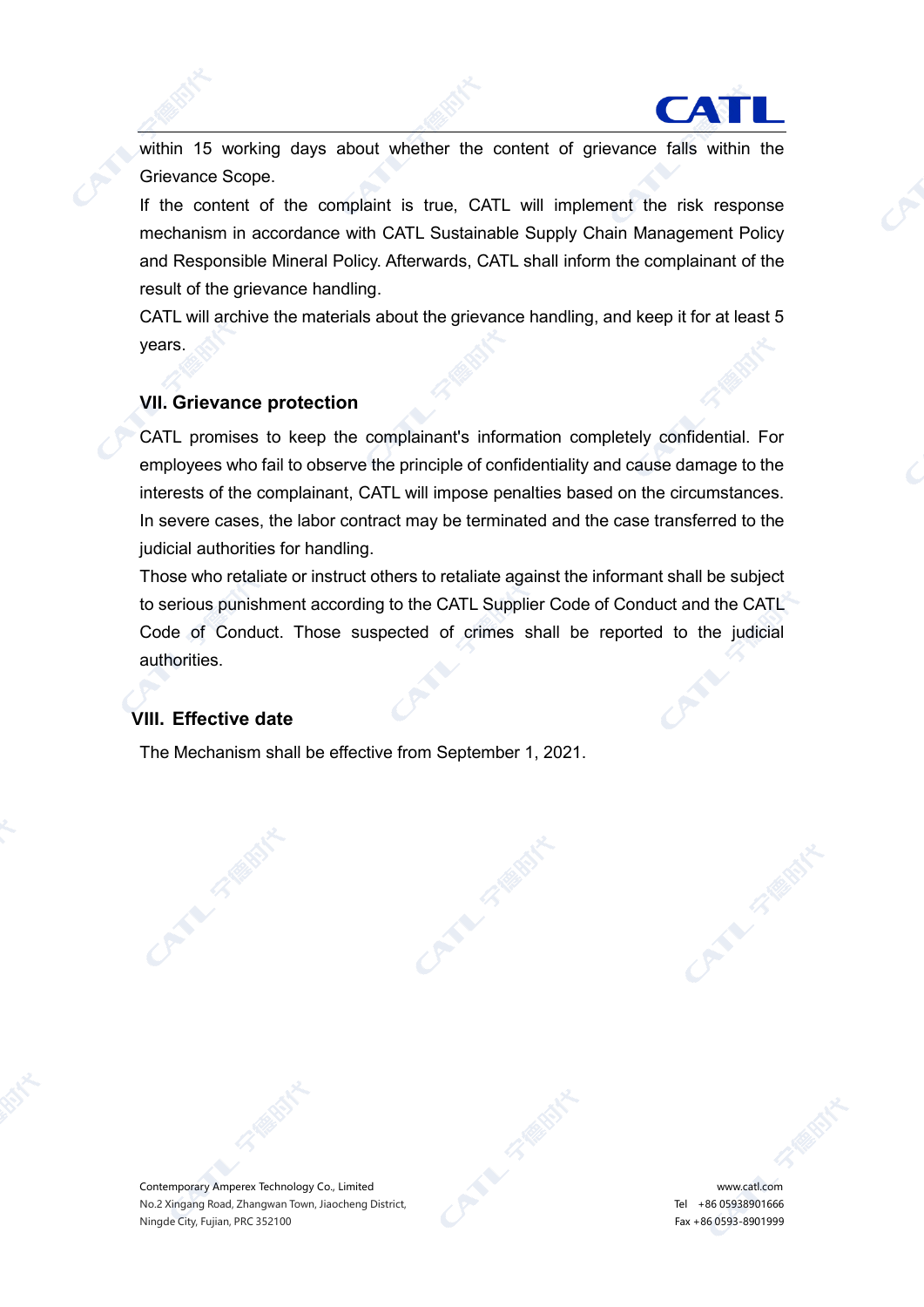within 15 working days about whether the content of grievance falls within the Grievance Scope.

If the content of the complaint is true, CATL will implement the risk response mechanism in accordance with CATL Sustainable Supply Chain Management Policy and Responsible Mineral Policy. Afterwards, CATL shall inform the complainant of the result of the grievance handling.

CATL will archive the materials about the grievance handling, and keep it for at least 5 years.

## VII. Grievance protection

CATL promises to keep the complainant's information completely confidential. For employees who fail to observe the principle of confidentiality and cause damage to the interests of the complainant, CATL will impose penalties based on the circumstances. In severe cases, the labor contract may be terminated and the case transferred to the judicial authorities for handling.

Those who retaliate or instruct others to retaliate against the informant shall be subject to serious punishment according to the CATL Supplier Code of Conduct and the CATL Code of Conduct. Those suspected of crimes shall be reported to the judicial authorities.

## VIII. Effective date

The Mechanism shall be effective from September 1, 2021.